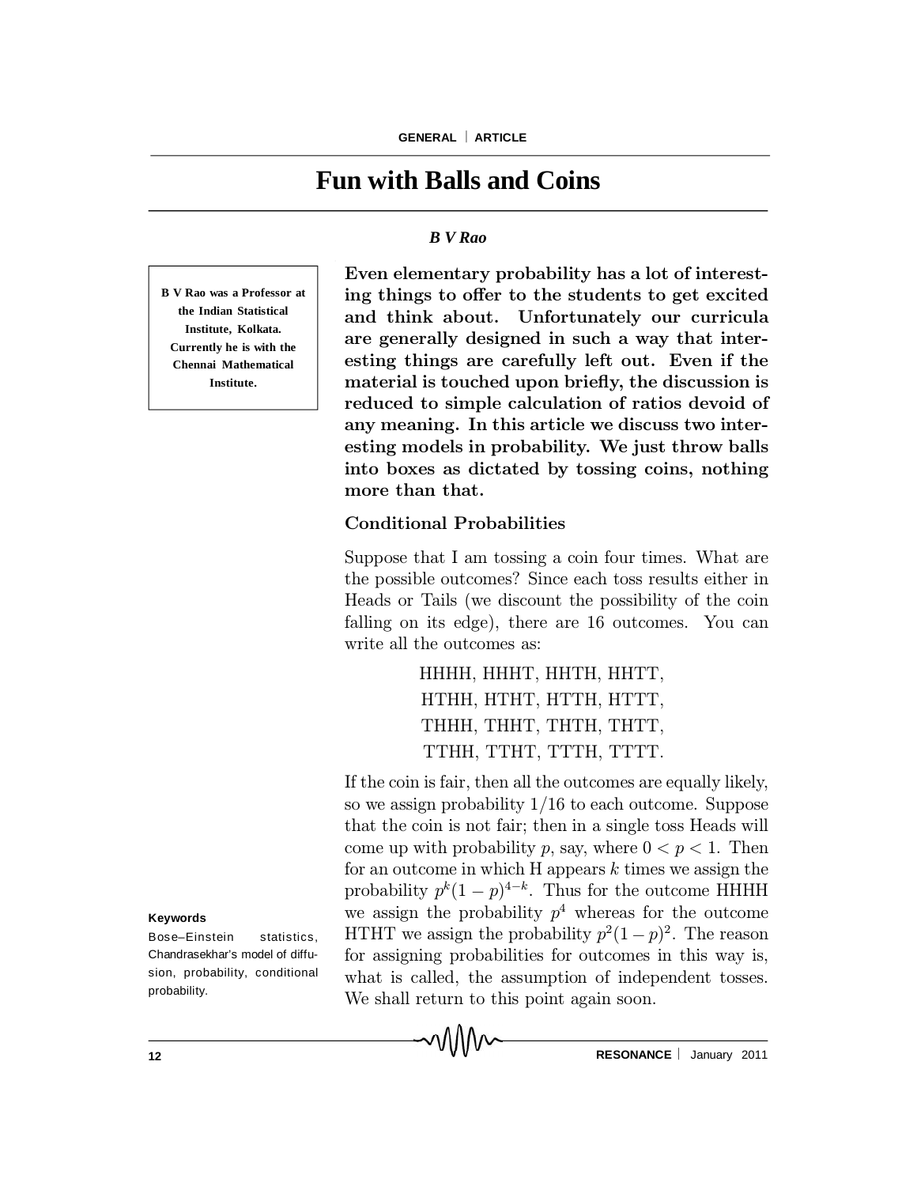# Fun with Balls and Coins

***B V Rao***

**B V Rao was a Professor at the Indian Statistical Institute, Kolkata. Currently he is with the Chennai Mathematical Institute.**

**Even elementary probability has a lot of interesting things to offer to the students to get excited and think about. Unfortunately our curricula are generally designed in such a way that interesting things are carefully left out. Even if the material is touched upon briefly, the discussion is reduced to simple calculation of ratios devoid of any meaning. In this article we discuss two interesting models in probability. We just throw balls into boxes as dictated by tossing coins, nothing more than that.**

**Keywords**

Bose–Einstein statistics, Chandrasekhar's model of diffusion, probability, conditional probability.

## Conditional Probabilities

Suppose that I am tossing a coin four times. What are the possible outcomes? Since each toss results either in Heads or Tails (we discount the possibility of the coin falling on its edge), there are 16 outcomes. You can write all the outcomes as:

HHHH, HHHT, HHTH, HHTT,
HTHH, HTHT, HTTH, HTTT,
THHH, THHT, THTH, THTT,
TTHH, TTHT, TTTH, TTTT.

If the coin is fair, then all the outcomes are equally likely, so we assign probability $1/16$ to each outcome. Suppose that the coin is not fair; then in a single toss Heads will come up with probability $p$, say, where $0 < p < 1$. Then for an outcome in which H appears $k$ times we assign the probability $p^k(1-p)^{4-k}$. Thus for the outcome HHHH we assign the probability $p^4$ whereas for the outcome HTHT we assign the probability $p^2(1-p)^2$. The reason for assigning probabilities for outcomes in this way is, what is called, the assumption of independent tosses. We shall return to this point again soon.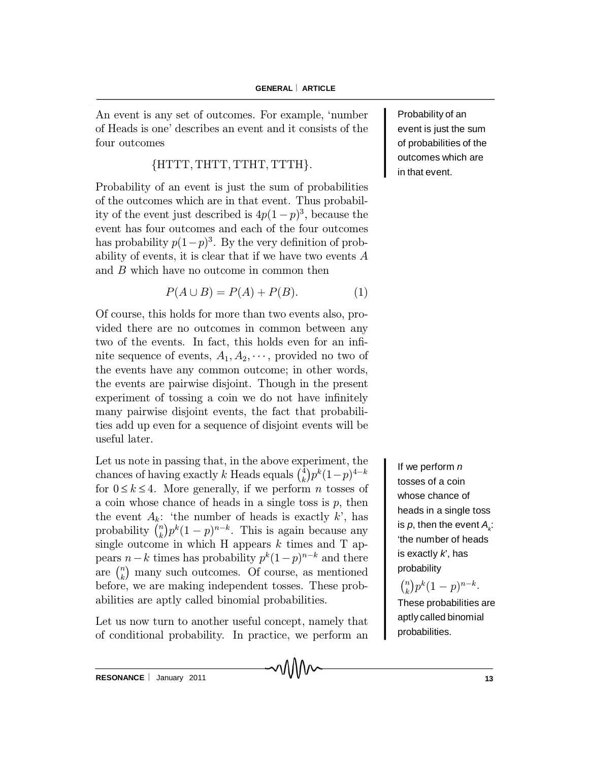An event is any set of outcomes. For example, 'number of Heads is one' describes an event and it consists of the four outcomes

$$\{\text{HTTT}, \text{THTT}, \text{TTHT}, \text{TTTH}\}.$$

Probability of an event is just the sum of probabilities of the outcomes which are in that event. Thus probability of the event just described is $4p(1-p)^3$, because the event has four outcomes and each of the four outcomes has probability $p(1-p)^3$. By the very definition of probability of events, it is clear that if we have two events $A$ and $B$ which have no outcome in common then

$$P(A \cup B) = P(A) + P(B). \tag{1}$$

Of course, this holds for more than two events also, provided there are no outcomes in common between any two of the events. In fact, this holds even for an infinite sequence of events, $A_1, A_2, \cdots$, provided no two of the events have any common outcome; in other words, the events are pairwise disjoint. Though in the present experiment of tossing a coin we do not have infinitely many pairwise disjoint events, the fact that probabilities add up even for a sequence of disjoint events will be useful later.

Probability of an event is just the sum of probabilities of the outcomes which are in that event.

Let us note in passing that, in the above experiment, the chances of having exactly $k$ Heads equals $\binom{4}{k}p^k(1-p)^{4-k}$ for $0 \leq k \leq 4$. More generally, if we perform $n$ tosses of a coin whose chance of heads in a single toss is $p$, then the event $A_k$: 'the number of heads is exactly $k$', has probability $\binom{n}{k}p^k(1-p)^{n-k}$. This is again because any single outcome in which H appears $k$ times and T appears $n-k$ times has probability $p^k(1-p)^{n-k}$ and there are $\binom{n}{k}$ many such outcomes. Of course, as mentioned before, we are making independent tosses. These probabilities are aptly called binomial probabilities.

If we perform $n$ tosses of a coin whose chance of heads in a single toss is $p$, then the event $A_k$: 'the number of heads is exactly $k$', has probability $\binom{n}{k}p^k(1-p)^{n-k}$. These probabilities are aptly called binomial probabilities.

Let us now turn to another useful concept, namely that of conditional probability. In practice, we perform an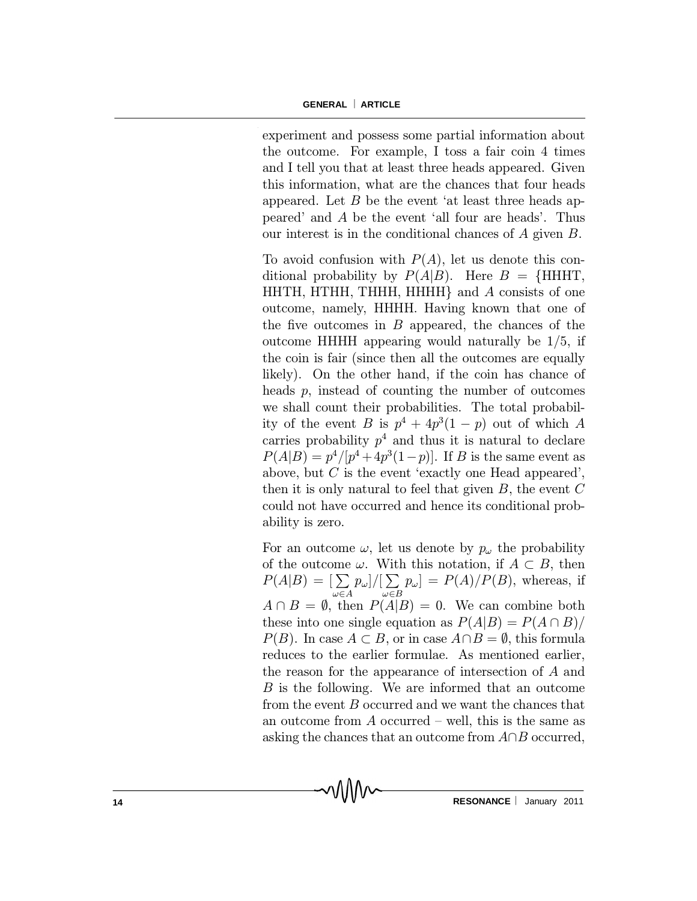experiment and possess some partial information about the outcome. For example, I toss a fair coin 4 times and I tell you that at least three heads appeared. Given this information, what are the chances that four heads appeared. Let $B$ be the event 'at least three heads appeared' and $A$ be the event 'all four are heads'. Thus our interest is in the conditional chances of $A$ given $B$.

To avoid confusion with $P(A)$, let us denote this conditional probability by $P(A|B)$. Here $B = \{$HHHT, HHTH, HTHH, THHH, HHHH$\}$ and $A$ consists of one outcome, namely, HHHH. Having known that one of the five outcomes in $B$ appeared, the chances of the outcome HHHH appearing would naturally be $1/5$, if the coin is fair (since then all the outcomes are equally likely). On the other hand, if the coin has chance of heads $p$, instead of counting the number of outcomes we shall count their probabilities. The total probability of the event $B$ is $p^4 + 4p^3(1-p)$ out of which $A$ carries probability $p^4$ and thus it is natural to declare $P(A|B) = p^4/[p^4 + 4p^3(1-p)]$. If $B$ is the same event as above, but $C$ is the event 'exactly one Head appeared', then it is only natural to feel that given $B$, the event $C$ could not have occurred and hence its conditional probability is zero.

For an outcome $\omega$, let us denote by $p_\omega$ the probability of the outcome $\omega$. With this notation, if $A \subset B$, then $P(A|B) = [\sum_{\omega \in A} p_\omega]/[\sum_{\omega \in B} p_\omega] = P(A)/P(B)$, whereas, if $A \cap B = \emptyset$, then $P(A|B) = 0$. We can combine both these into one single equation as $P(A|B) = P(A \cap B)/P(B)$. In case $A \subset B$, or in case $A \cap B = \emptyset$, this formula reduces to the earlier formulae. As mentioned earlier, the reason for the appearance of intersection of $A$ and $B$ is the following. We are informed that an outcome from the event $B$ occurred and we want the chances that an outcome from $A$ occurred – well, this is the same as asking the chances that an outcome from $A \cap B$ occurred,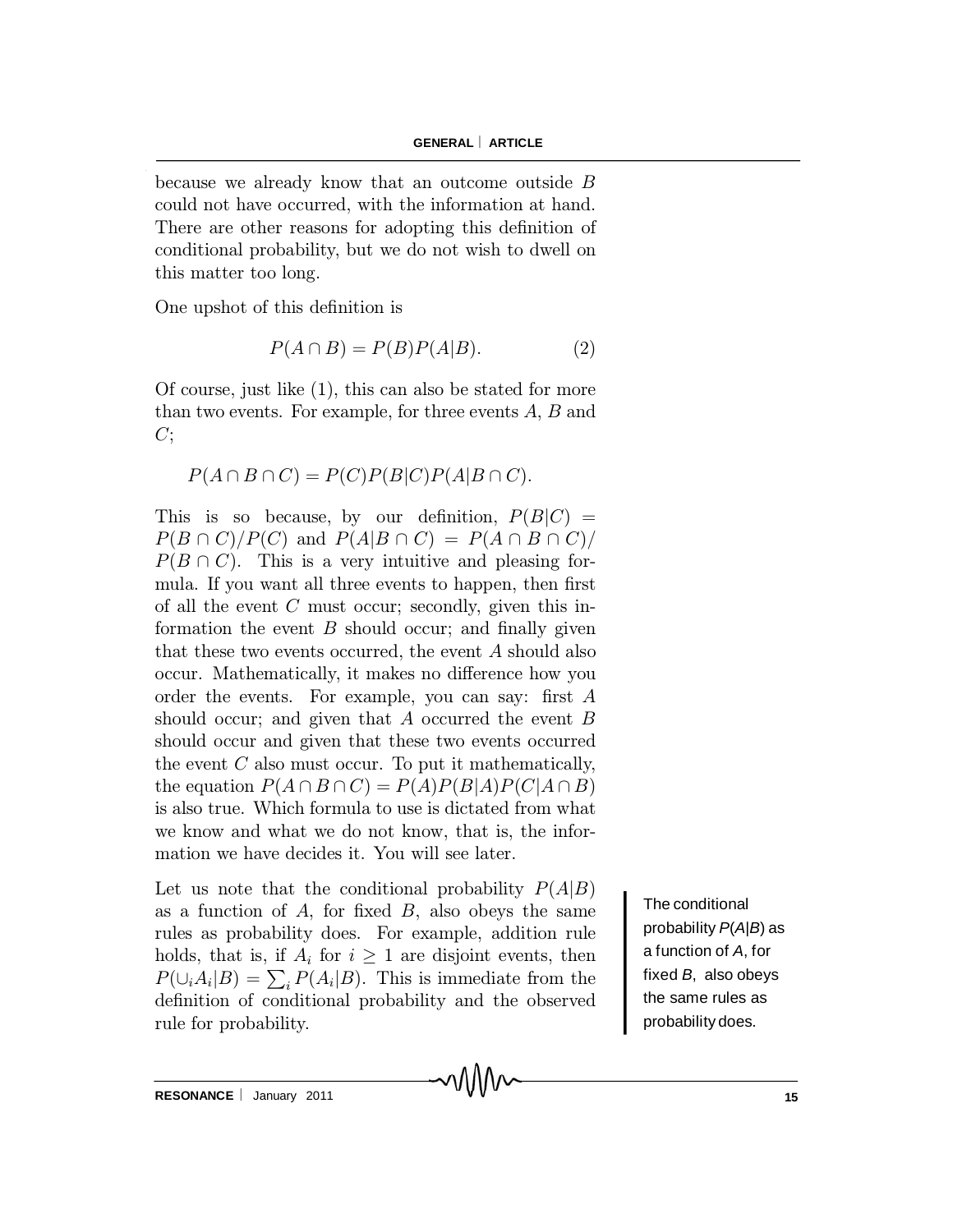because we already know that an outcome outside $B$ could not have occurred, with the information at hand. There are other reasons for adopting this definition of conditional probability, but we do not wish to dwell on this matter too long.

One upshot of this definition is

$$P(A \cap B) = P(B)P(A|B). \tag{2}$$

Of course, just like (1), this can also be stated for more than two events. For example, for three events $A$, $B$ and $C$;

$$P(A \cap B \cap C) = P(C)P(B|C)P(A|B \cap C).$$

This is so because, by our definition, $P(B|C) = P(B \cap C)/P(C)$ and $P(A|B \cap C) = P(A \cap B \cap C)/P(B \cap C)$. This is a very intuitive and pleasing formula. If you want all three events to happen, then first of all the event $C$ must occur; secondly, given this information the event $B$ should occur; and finally given that these two events occurred, the event $A$ should also occur. Mathematically, it makes no difference how you order the events. For example, you can say: first $A$ should occur; and given that $A$ occurred the event $B$ should occur and given that these two events occurred the event $C$ also must occur. To put it mathematically, the equation $P(A \cap B \cap C) = P(A)P(B|A)P(C|A \cap B)$ is also true. Which formula to use is dictated from what we know and what we do not know, that is, the information we have decides it. You will see later.

Let us note that the conditional probability $P(A|B)$ as a function of $A$, for fixed $B$, also obeys the same rules as probability does. For example, addition rule holds, that is, if $A_i$ for $i \geq 1$ are disjoint events, then $P(\cup_i A_i|B) = \sum_i P(A_i|B)$. This is immediate from the definition of conditional probability and the observed rule for probability.

The conditional probability $P(A|B)$ as a function of $A$, for fixed $B$, also obeys the same rules as probability does.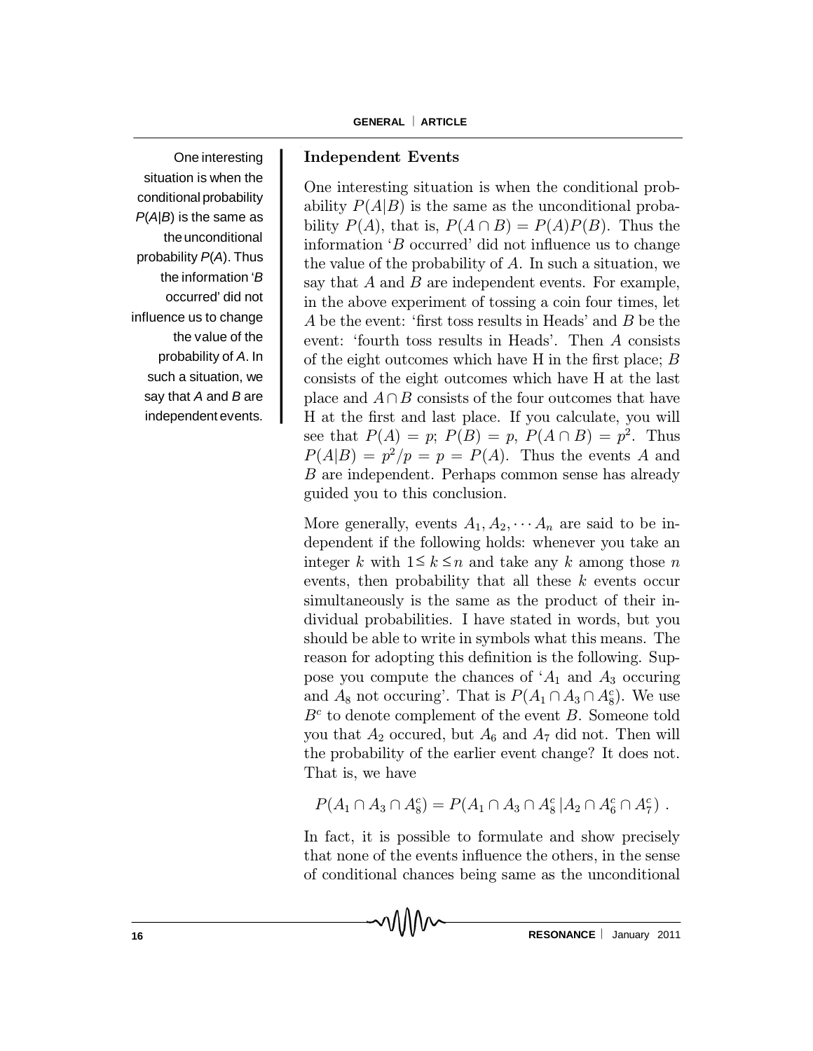One interesting situation is when the conditional probability $P(A|B)$ is the same as the unconditional probability $P(A)$. Thus the information '$B$ occurred' did not influence us to change the value of the probability of $A$. In such a situation, we say that $A$ and $B$ are independent events.

## Independent Events

One interesting situation is when the conditional probability $P(A|B)$ is the same as the unconditional probability $P(A)$, that is, $P(A \cap B) = P(A)P(B)$. Thus the information '$B$ occurred' did not influence us to change the value of the probability of $A$. In such a situation, we say that $A$ and $B$ are independent events. For example, in the above experiment of tossing a coin four times, let $A$ be the event: 'first toss results in Heads' and $B$ be the event: 'fourth toss results in Heads'. Then $A$ consists of the eight outcomes which have H in the first place; $B$ consists of the eight outcomes which have H at the last place and $A \cap B$ consists of the four outcomes that have H at the first and last place. If you calculate, you will see that $P(A) = p$; $P(B) = p$, $P(A \cap B) = p^2$. Thus $P(A|B) = p^2/p = p = P(A)$. Thus the events $A$ and $B$ are independent. Perhaps common sense has already guided you to this conclusion.

More generally, events $A_1, A_2, \cdots A_n$ are said to be independent if the following holds: whenever you take an integer $k$ with $1 \leq k \leq n$ and take any $k$ among those $n$ events, then probability that all these $k$ events occur simultaneously is the same as the product of their individual probabilities. I have stated in words, but you should be able to write in symbols what this means. The reason for adopting this definition is the following. Suppose you compute the chances of '$A_1$ and $A_3$ occuring and $A_8$ not occuring'. That is $P(A_1 \cap A_3 \cap A_8^c)$. We use $B^c$ to denote complement of the event $B$. Someone told you that $A_2$ occured, but $A_6$ and $A_7$ did not. Then will the probability of the earlier event change? It does not. That is, we have

$$P(A_1 \cap A_3 \cap A_8^c) = P(A_1 \cap A_3 \cap A_8^c \,|A_2 \cap A_6^c \cap A_7^c) \; .$$

In fact, it is possible to formulate and show precisely that none of the events influence the others, in the sense of conditional chances being same as the unconditional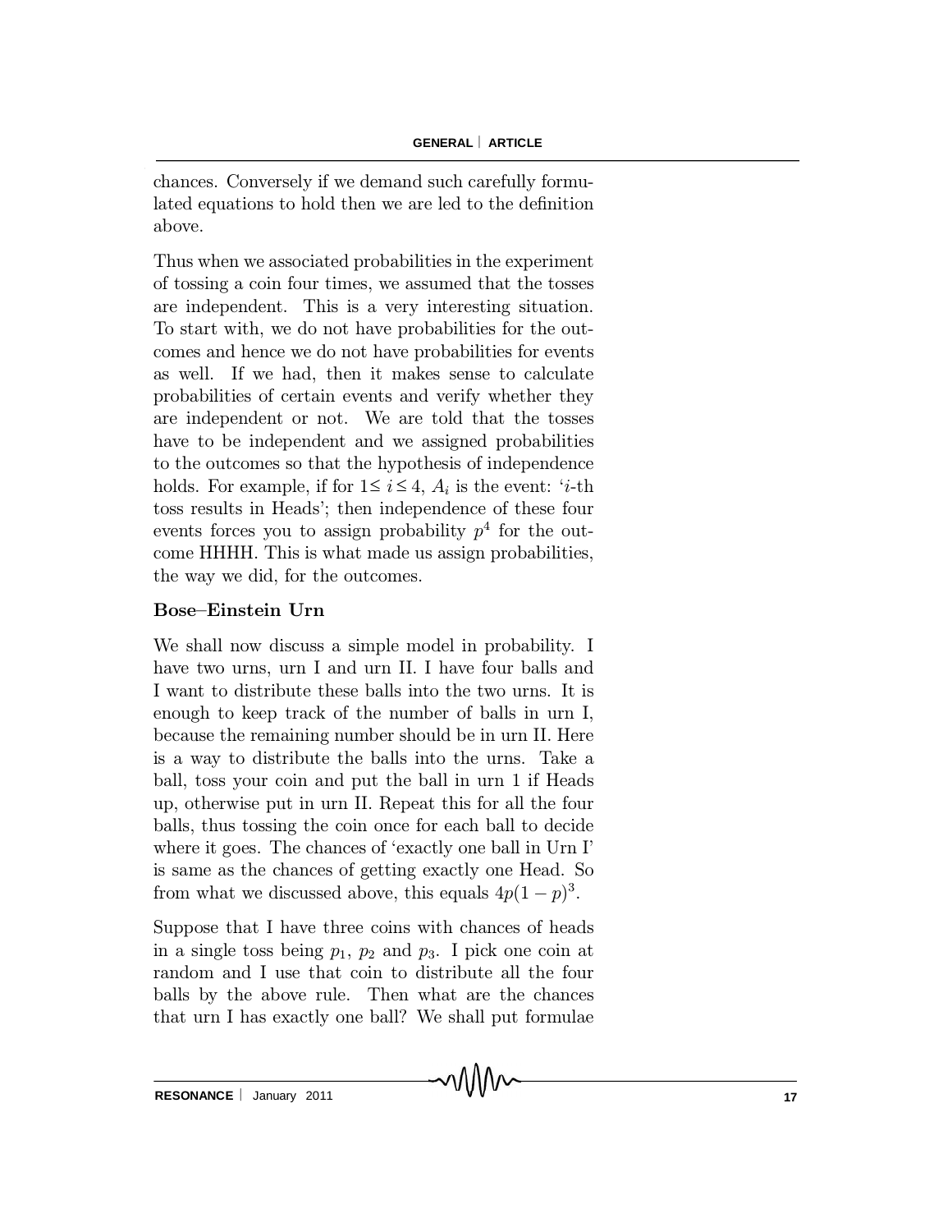chances. Conversely if we demand such carefully formulated equations to hold then we are led to the definition above.

Thus when we associated probabilities in the experiment of tossing a coin four times, we assumed that the tosses are independent. This is a very interesting situation. To start with, we do not have probabilities for the outcomes and hence we do not have probabilities for events as well. If we had, then it makes sense to calculate probabilities of certain events and verify whether they are independent or not. We are told that the tosses have to be independent and we assigned probabilities to the outcomes so that the hypothesis of independence holds. For example, if for $1 \leq i \leq 4$, $A_i$ is the event: '$i$-th toss results in Heads'; then independence of these four events forces you to assign probability $p^4$ for the outcome HHHH. This is what made us assign probabilities, the way we did, for the outcomes.

**Bose–Einstein Urn**

We shall now discuss a simple model in probability. I have two urns, urn I and urn II. I have four balls and I want to distribute these balls into the two urns. It is enough to keep track of the number of balls in urn I, because the remaining number should be in urn II. Here is a way to distribute the balls into the urns. Take a ball, toss your coin and put the ball in urn 1 if Heads up, otherwise put in urn II. Repeat this for all the four balls, thus tossing the coin once for each ball to decide where it goes. The chances of 'exactly one ball in Urn I' is same as the chances of getting exactly one Head. So from what we discussed above, this equals $4p(1-p)^3$.

Suppose that I have three coins with chances of heads in a single toss being $p_1$, $p_2$ and $p_3$. I pick one coin at random and I use that coin to distribute all the four balls by the above rule. Then what are the chances that urn I has exactly one ball? We shall put formulae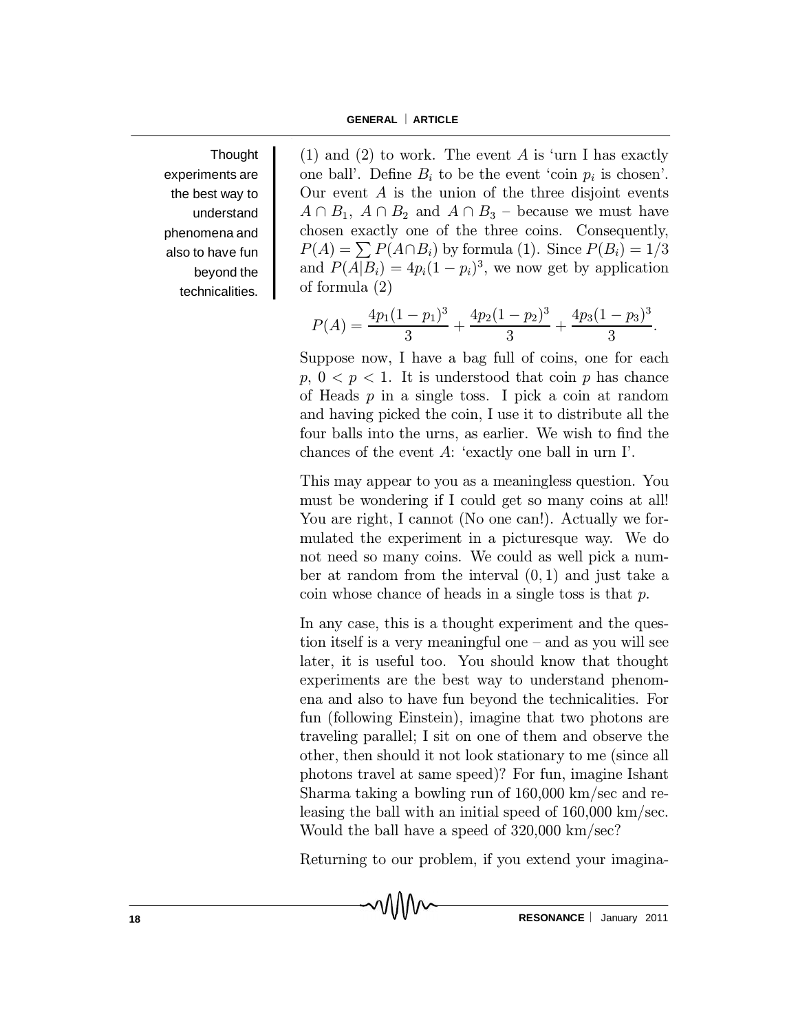(1) and (2) to work. The event $A$ is 'urn I has exactly one ball'. Define $B_i$ to be the event 'coin $p_i$ is chosen'. Our event $A$ is the union of the three disjoint events $A \cap B_1$, $A \cap B_2$ and $A \cap B_3$ – because we must have chosen exactly one of the three coins. Consequently, $P(A) = \sum P(A \cap B_i)$ by formula (1). Since $P(B_i) = 1/3$ and $P(A|B_i) = 4p_i(1-p_i)^3$, we now get by application of formula (2)

$$P(A) = \frac{4p_1(1-p_1)^3}{3} + \frac{4p_2(1-p_2)^3}{3} + \frac{4p_3(1-p_3)^3}{3}.$$

Suppose now, I have a bag full of coins, one for each $p$, $0 < p < 1$. It is understood that coin $p$ has chance of Heads $p$ in a single toss. I pick a coin at random and having picked the coin, I use it to distribute all the four balls into the urns, as earlier. We wish to find the chances of the event $A$: 'exactly one ball in urn I'.

This may appear to you as a meaningless question. You must be wondering if I could get so many coins at all! You are right, I cannot (No one can!). Actually we formulated the experiment in a picturesque way. We do not need so many coins. We could as well pick a number at random from the interval $(0, 1)$ and just take a coin whose chance of heads in a single toss is that $p$.

Thought experiments are the best way to understand phenomena and also to have fun beyond the technicalities.

In any case, this is a thought experiment and the question itself is a very meaningful one – and as you will see later, it is useful too. You should know that thought experiments are the best way to understand phenomena and also to have fun beyond the technicalities. For fun (following Einstein), imagine that two photons are traveling parallel; I sit on one of them and observe the other, then should it not look stationary to me (since all photons travel at same speed)? For fun, imagine Ishant Sharma taking a bowling run of 160,000 km/sec and releasing the ball with an initial speed of 160,000 km/sec. Would the ball have a speed of 320,000 km/sec?

Returning to our problem, if you extend your imagina-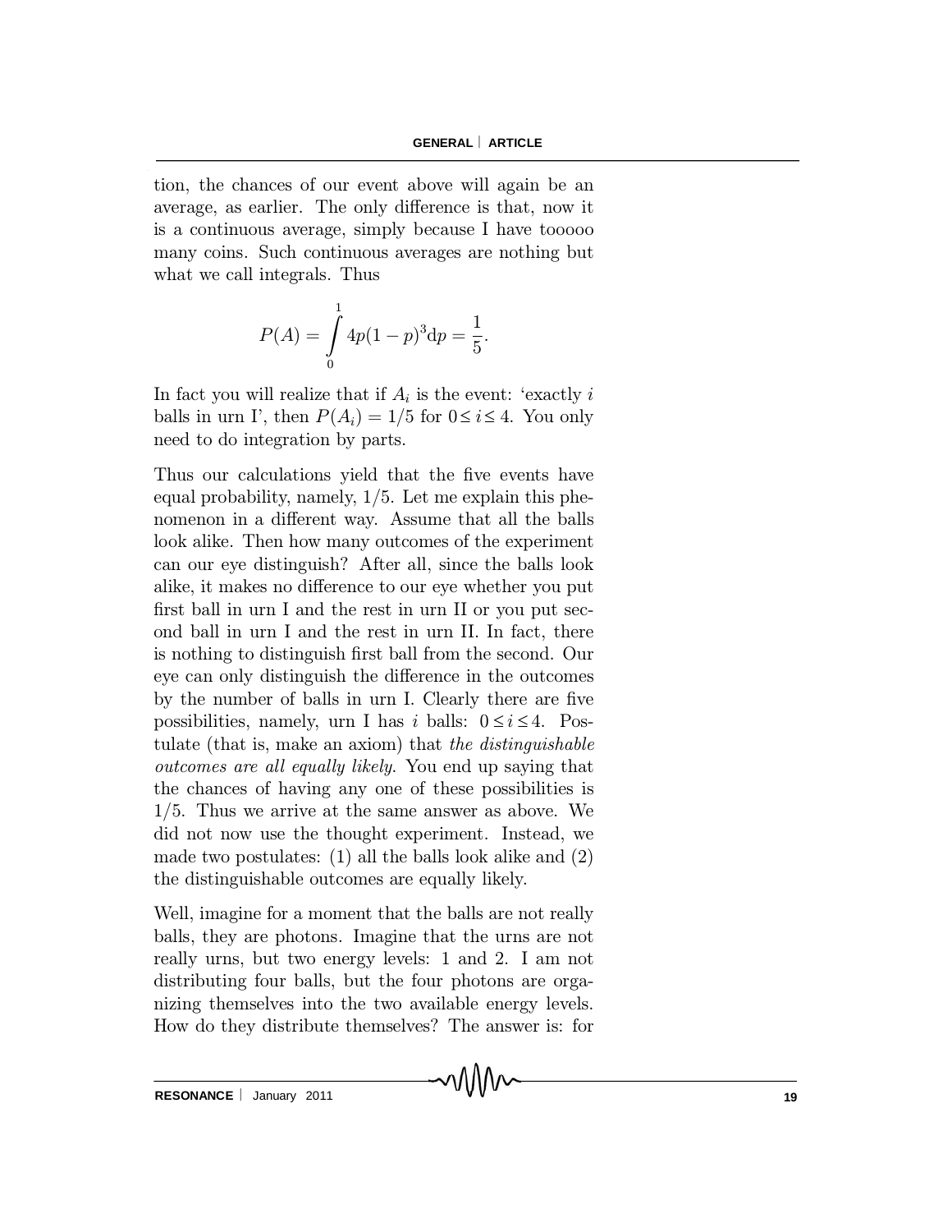tion, the chances of our event above will again be an average, as earlier. The only difference is that, now it is a continuous average, simply because I have tooooo many coins. Such continuous averages are nothing but what we call integrals. Thus

$$P(A) = \int_0^1 4p(1-p)^3 \mathrm{d}p = \frac{1}{5}.$$

In fact you will realize that if $A_i$ is the event: 'exactly $i$ balls in urn I', then $P(A_i) = 1/5$ for $0 \leq i \leq 4$. You only need to do integration by parts.

Thus our calculations yield that the five events have equal probability, namely, 1/5. Let me explain this phenomenon in a different way. Assume that all the balls look alike. Then how many outcomes of the experiment can our eye distinguish? After all, since the balls look alike, it makes no difference to our eye whether you put first ball in urn I and the rest in urn II or you put second ball in urn I and the rest in urn II. In fact, there is nothing to distinguish first ball from the second. Our eye can only distinguish the difference in the outcomes by the number of balls in urn I. Clearly there are five possibilities, namely, urn I has $i$ balls: $0 \leq i \leq 4$. Postulate (that is, make an axiom) that *the distinguishable outcomes are all equally likely*. You end up saying that the chances of having any one of these possibilities is 1/5. Thus we arrive at the same answer as above. We did not now use the thought experiment. Instead, we made two postulates: (1) all the balls look alike and (2) the distinguishable outcomes are equally likely.

Well, imagine for a moment that the balls are not really balls, they are photons. Imagine that the urns are not really urns, but two energy levels: 1 and 2. I am not distributing four balls, but the four photons are organizing themselves into the two available energy levels. How do they distribute themselves? The answer is: for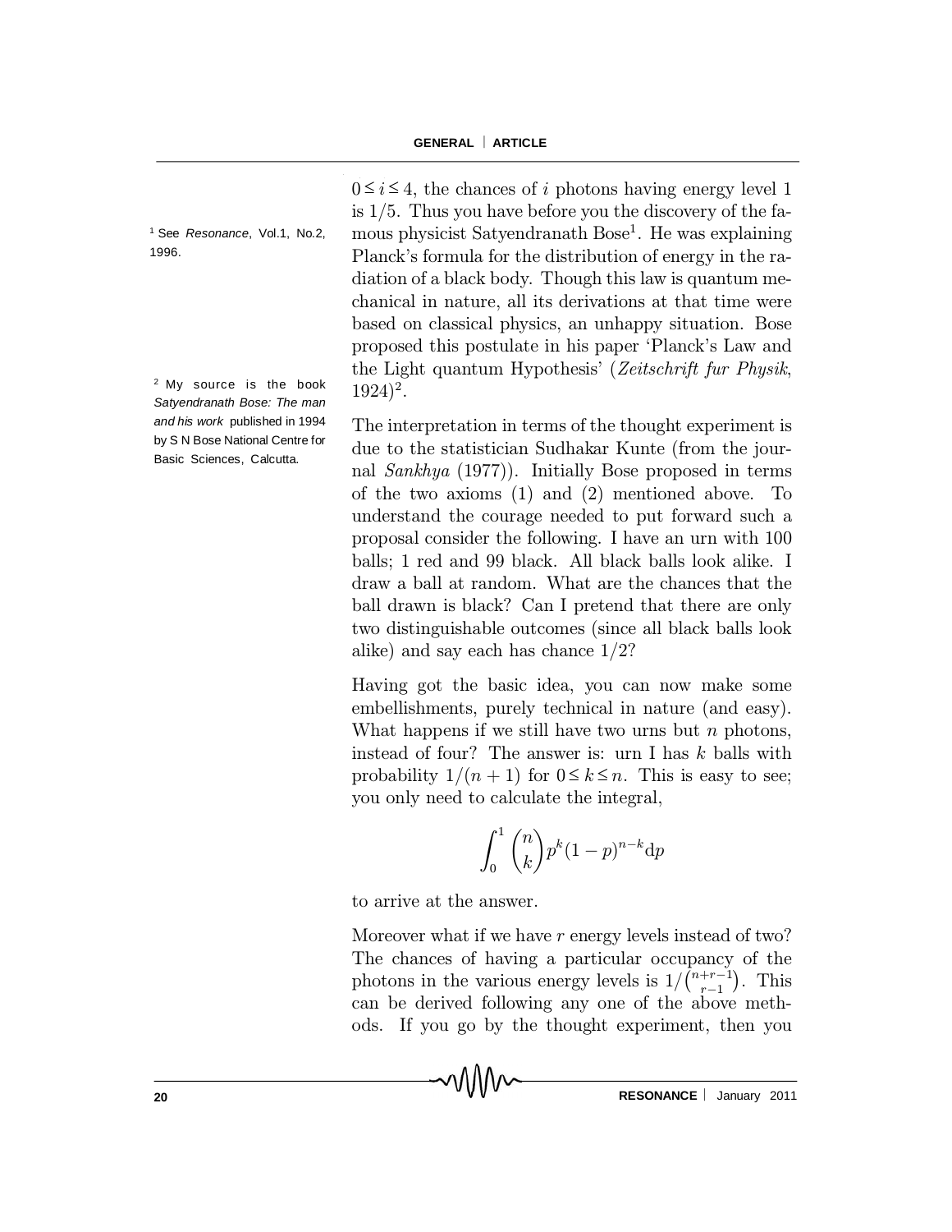$0 \leq i \leq 4$, the chances of $i$ photons having energy level 1 is $1/5$. Thus you have before you the discovery of the famous physicist Satyendranath Bose[1]. He was explaining Planck's formula for the distribution of energy in the radiation of a black body. Though this law is quantum mechanical in nature, all its derivations at that time were based on classical physics, an unhappy situation. Bose proposed this postulate in his paper 'Planck's Law and the Light quantum Hypothesis' (*Zeitschrift fur Physik*, 1924)[2].

[1] See *Resonance*, Vol.1, No.2, 1996.

[2] My source is the book *Satyendranath Bose: The man and his work* published in 1994 by S N Bose National Centre for Basic Sciences, Calcutta.

The interpretation in terms of the thought experiment is due to the statistician Sudhakar Kunte (from the journal *Sankhya* (1977)). Initially Bose proposed in terms of the two axioms (1) and (2) mentioned above. To understand the courage needed to put forward such a proposal consider the following. I have an urn with 100 balls; 1 red and 99 black. All black balls look alike. I draw a ball at random. What are the chances that the ball drawn is black? Can I pretend that there are only two distinguishable outcomes (since all black balls look alike) and say each has chance $1/2$?

Having got the basic idea, you can now make some embellishments, purely technical in nature (and easy). What happens if we still have two urns but $n$ photons, instead of four? The answer is: urn I has $k$ balls with probability $1/(n+1)$ for $0 \leq k \leq n$. This is easy to see; you only need to calculate the integral,

$$\int_0^1 \binom{n}{k} p^k (1-p)^{n-k} \mathrm{d}p$$

to arrive at the answer.

Moreover what if we have $r$ energy levels instead of two? The chances of having a particular occupancy of the photons in the various energy levels is $1/\binom{n+r-1}{r-1}$. This can be derived following any one of the above methods. If you go by the thought experiment, then you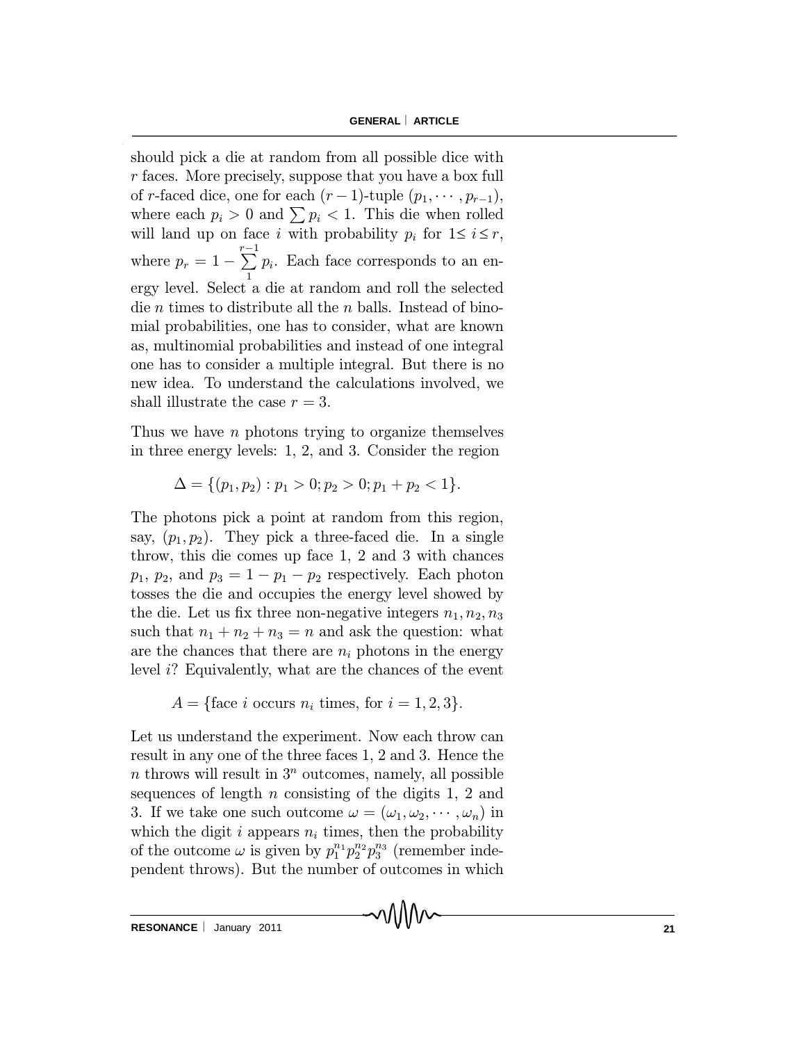should pick a die at random from all possible dice with $r$ faces. More precisely, suppose that you have a box full of $r$-faced dice, one for each $(r-1)$-tuple $(p_1, \cdots, p_{r-1})$, where each $p_i > 0$ and $\sum p_i < 1$. This die when rolled will land up on face $i$ with probability $p_i$ for $1 \leq i \leq r$, where $p_r = 1 - \sum_1^{r-1} p_i$. Each face corresponds to an energy level. Select a die at random and roll the selected die $n$ times to distribute all the $n$ balls. Instead of binomial probabilities, one has to consider, what are known as, multinomial probabilities and instead of one integral one has to consider a multiple integral. But there is no new idea. To understand the calculations involved, we shall illustrate the case $r = 3$.

Thus we have $n$ photons trying to organize themselves in three energy levels: 1, 2, and 3. Consider the region

$$\Delta = \{(p_1, p_2) : p_1 > 0; p_2 > 0; p_1 + p_2 < 1\}.$$

The photons pick a point at random from this region, say, $(p_1, p_2)$. They pick a three-faced die. In a single throw, this die comes up face 1, 2 and 3 with chances $p_1$, $p_2$, and $p_3 = 1 - p_1 - p_2$ respectively. Each photon tosses the die and occupies the energy level showed by the die. Let us fix three non-negative integers $n_1, n_2, n_3$ such that $n_1 + n_2 + n_3 = n$ and ask the question: what are the chances that there are $n_i$ photons in the energy level $i$? Equivalently, what are the chances of the event

$$A = \{\text{face } i \text{ occurs } n_i \text{ times, for } i = 1, 2, 3\}.$$

Let us understand the experiment. Now each throw can result in any one of the three faces 1, 2 and 3. Hence the $n$ throws will result in $3^n$ outcomes, namely, all possible sequences of length $n$ consisting of the digits 1, 2 and 3. If we take one such outcome $\omega = (\omega_1, \omega_2, \cdots, \omega_n)$ in which the digit $i$ appears $n_i$ times, then the probability of the outcome $\omega$ is given by $p_1^{n_1} p_2^{n_2} p_3^{n_3}$ (remember independent throws). But the number of outcomes in which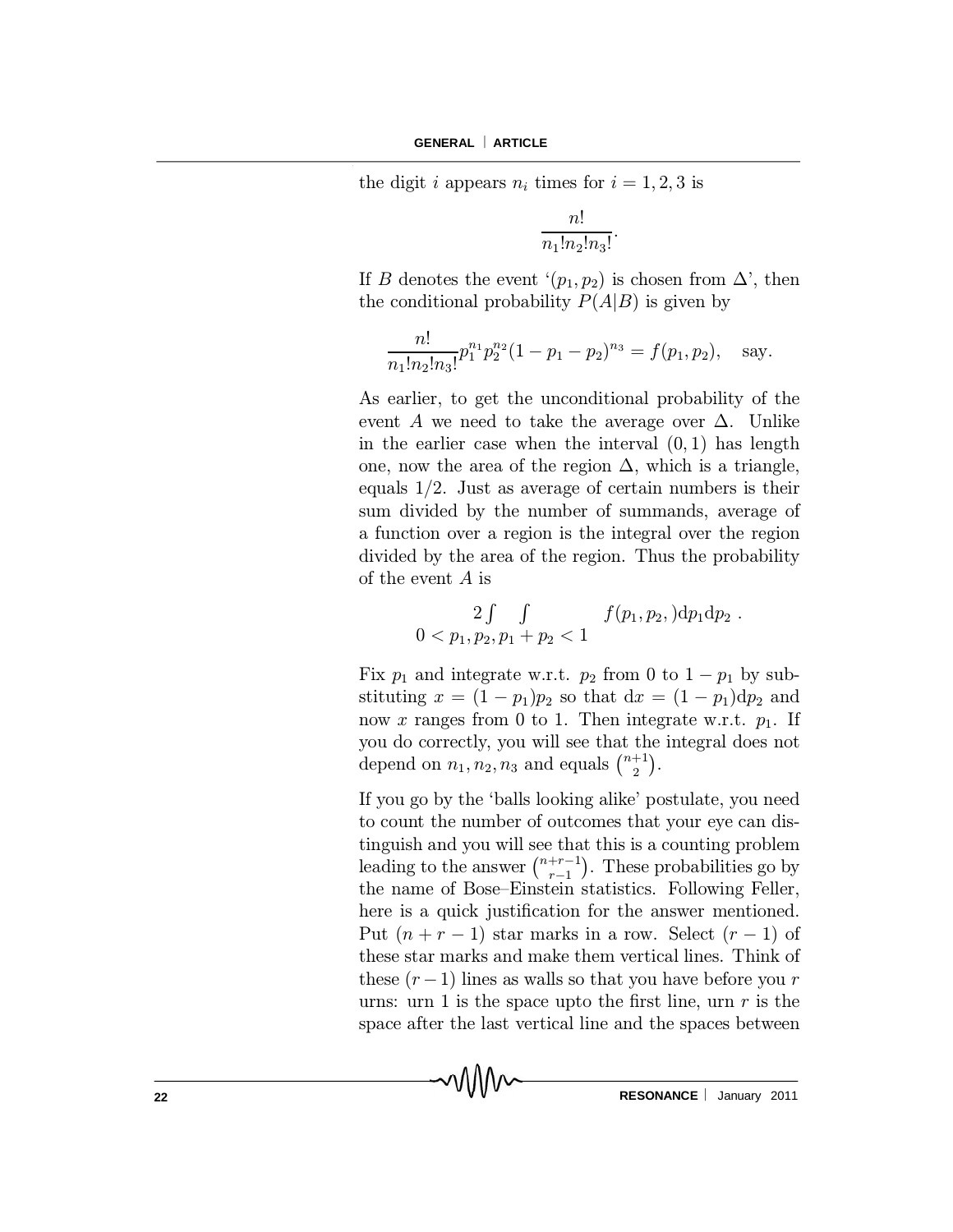the digit $i$ appears $n_i$ times for $i = 1, 2, 3$ is

$$\frac{n!}{n_1!n_2!n_3!}.$$

If $B$ denotes the event '$(p_1, p_2)$ is chosen from $\Delta$', then the conditional probability $P(A|B)$ is given by

$$\frac{n!}{n_1!n_2!n_3!} p_1^{n_1} p_2^{n_2} (1 - p_1 - p_2)^{n_3} = f(p_1, p_2), \quad \text{say.}$$

As earlier, to get the unconditional probability of the event $A$ we need to take the average over $\Delta$. Unlike in the earlier case when the interval $(0, 1)$ has length one, now the area of the region $\Delta$, which is a triangle, equals $1/2$. Just as average of certain numbers is their sum divided by the number of summands, average of a function over a region is the integral over the region divided by the area of the region. Thus the probability of the event $A$ is

$$2 \int\int_{0 < p_1, p_2, p_1 + p_2 < 1} f(p_1, p_2,) \mathrm{d}p_1 \mathrm{d}p_2 \ .$$

Fix $p_1$ and integrate w.r.t. $p_2$ from 0 to $1 - p_1$ by substituting $x = (1 - p_1)p_2$ so that $\mathrm{d}x = (1 - p_1)\mathrm{d}p_2$ and now $x$ ranges from 0 to 1. Then integrate w.r.t. $p_1$. If you do correctly, you will see that the integral does not depend on $n_1, n_2, n_3$ and equals $\binom{n+1}{2}$.

If you go by the 'balls looking alike' postulate, you need to count the number of outcomes that your eye can distinguish and you will see that this is a counting problem leading to the answer $\binom{n+r-1}{r-1}$. These probabilities go by the name of Bose–Einstein statistics. Following Feller, here is a quick justification for the answer mentioned. Put $(n + r - 1)$ star marks in a row. Select $(r - 1)$ of these star marks and make them vertical lines. Think of these $(r - 1)$ lines as walls so that you have before you $r$ urns: urn 1 is the space upto the first line, urn $r$ is the space after the last vertical line and the spaces between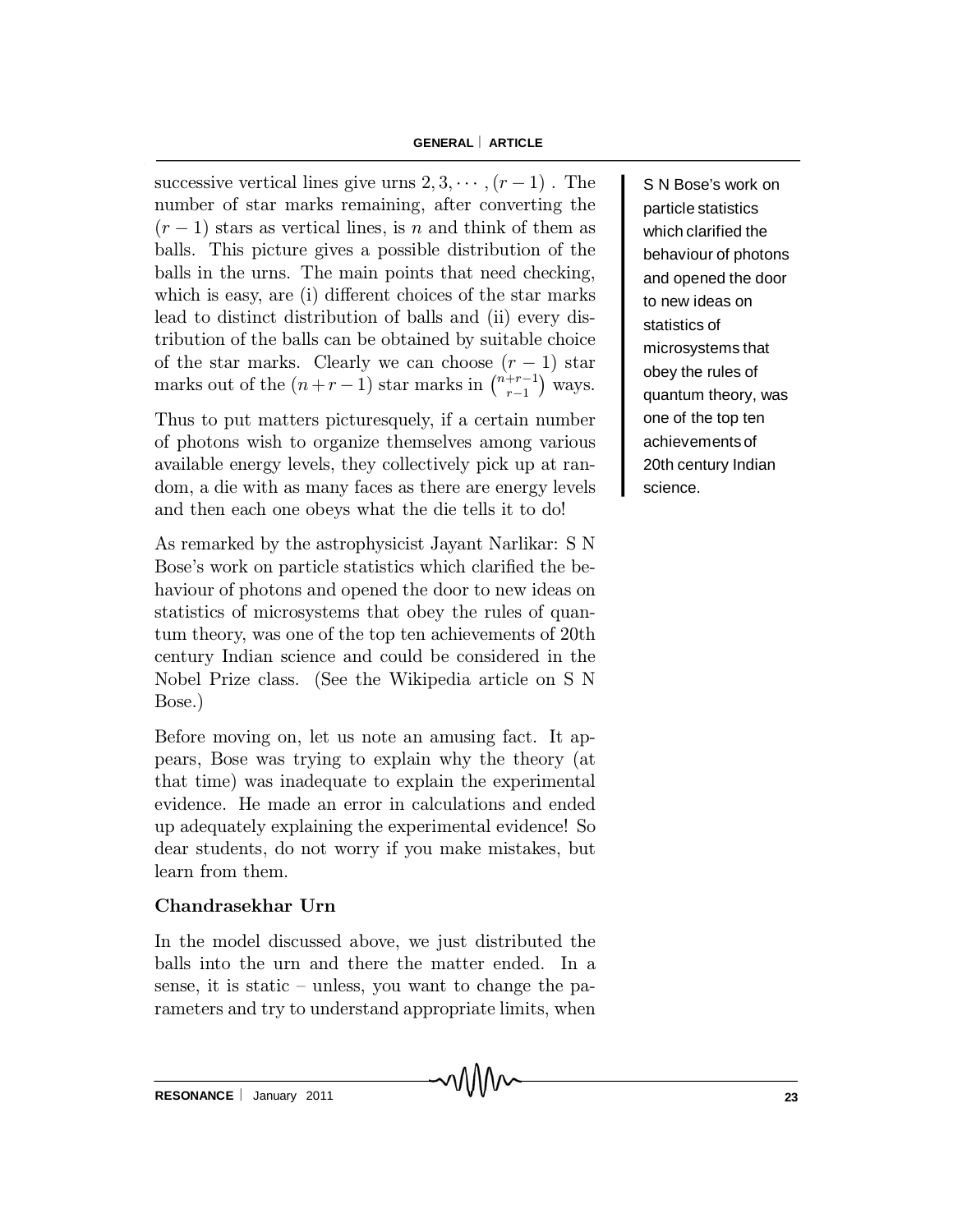successive vertical lines give urns $2, 3, \cdots, (r-1)$. The number of star marks remaining, after converting the $(r-1)$ stars as vertical lines, is $n$ and think of them as balls. This picture gives a possible distribution of the balls in the urns. The main points that need checking, which is easy, are (i) different choices of the star marks lead to distinct distribution of balls and (ii) every distribution of the balls can be obtained by suitable choice of the star marks. Clearly we can choose $(r-1)$ star marks out of the $(n+r-1)$ star marks in $\binom{n+r-1}{r-1}$ ways.

Thus to put matters picturesquely, if a certain number of photons wish to organize themselves among various available energy levels, they collectively pick up at random, a die with as many faces as there are energy levels and then each one obeys what the die tells it to do!

As remarked by the astrophysicist Jayant Narlikar: S N Bose's work on particle statistics which clarified the behaviour of photons and opened the door to new ideas on statistics of microsystems that obey the rules of quantum theory, was one of the top ten achievements of 20th century Indian science and could be considered in the Nobel Prize class. (See the Wikipedia article on S N Bose.)

S N Bose's work on particle statistics which clarified the behaviour of photons and opened the door to new ideas on statistics of microsystems that obey the rules of quantum theory, was one of the top ten achievements of 20th century Indian science.

Before moving on, let us note an amusing fact. It appears, Bose was trying to explain why the theory (at that time) was inadequate to explain the experimental evidence. He made an error in calculations and ended up adequately explaining the experimental evidence! So dear students, do not worry if you make mistakes, but learn from them.

## Chandrasekhar Urn

In the model discussed above, we just distributed the balls into the urn and there the matter ended. In a sense, it is static – unless, you want to change the parameters and try to understand appropriate limits, when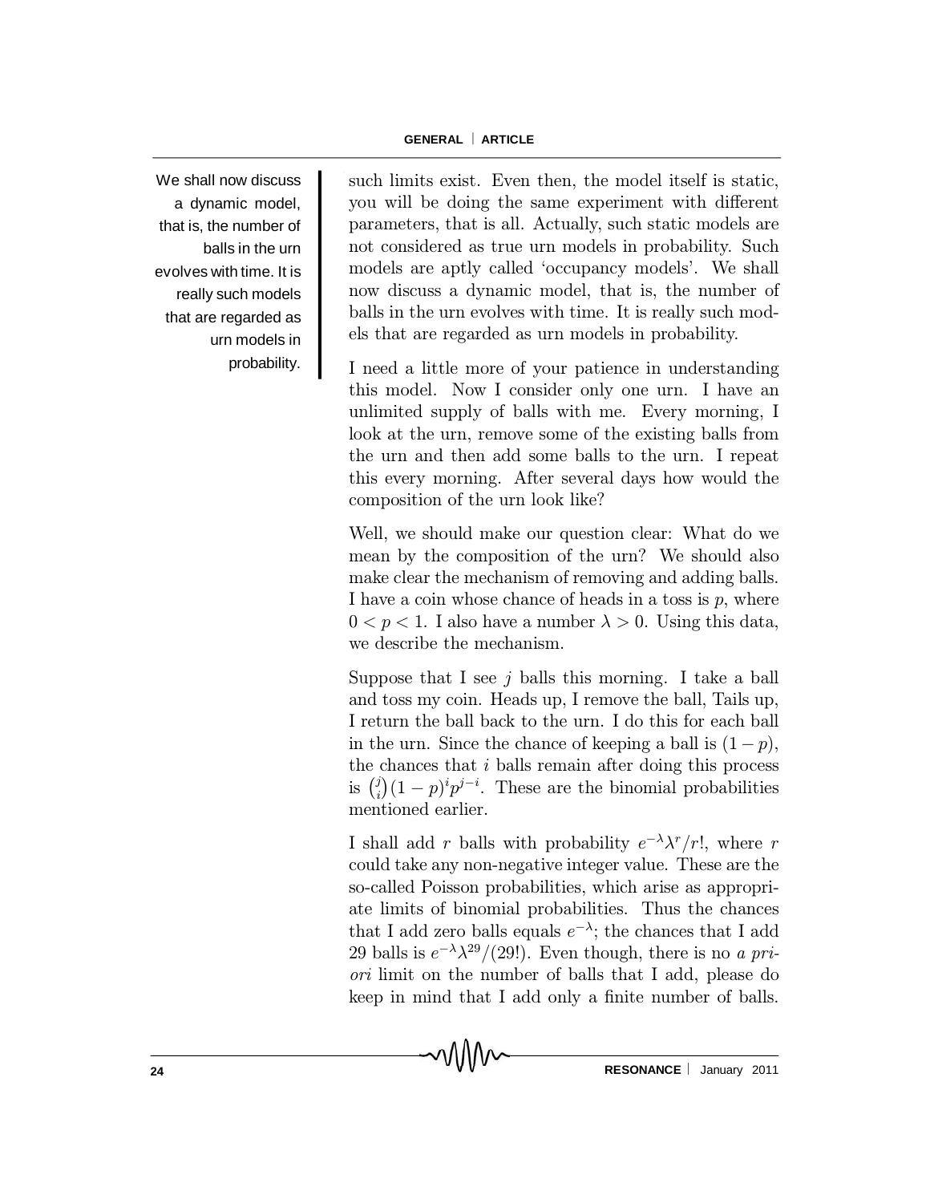We shall now discuss a dynamic model, that is, the number of balls in the urn evolves with time. It is really such models that are regarded as urn models in probability.

such limits exist. Even then, the model itself is static, you will be doing the same experiment with different parameters, that is all. Actually, such static models are not considered as true urn models in probability. Such models are aptly called 'occupancy models'. We shall now discuss a dynamic model, that is, the number of balls in the urn evolves with time. It is really such models that are regarded as urn models in probability.

I need a little more of your patience in understanding this model. Now I consider only one urn. I have an unlimited supply of balls with me. Every morning, I look at the urn, remove some of the existing balls from the urn and then add some balls to the urn. I repeat this every morning. After several days how would the composition of the urn look like?

Well, we should make our question clear: What do we mean by the composition of the urn? We should also make clear the mechanism of removing and adding balls. I have a coin whose chance of heads in a toss is $p$, where $0 < p < 1$. I also have a number $\lambda > 0$. Using this data, we describe the mechanism.

Suppose that I see $j$ balls this morning. I take a ball and toss my coin. Heads up, I remove the ball, Tails up, I return the ball back to the urn. I do this for each ball in the urn. Since the chance of keeping a ball is $(1-p)$, the chances that $i$ balls remain after doing this process is $\binom{j}{i}(1-p)^i p^{j-i}$. These are the binomial probabilities mentioned earlier.

I shall add $r$ balls with probability $e^{-\lambda}\lambda^r/r!$, where $r$ could take any non-negative integer value. These are the so-called Poisson probabilities, which arise as appropriate limits of binomial probabilities. Thus the chances that I add zero balls equals $e^{-\lambda}$; the chances that I add 29 balls is $e^{-\lambda}\lambda^{29}/(29!)$. Even though, there is no *a priori* limit on the number of balls that I add, please do keep in mind that I add only a finite number of balls.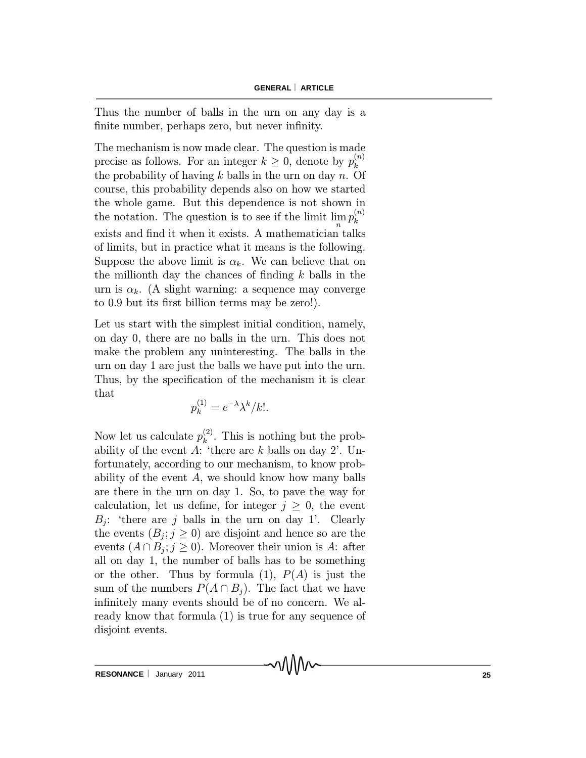Thus the number of balls in the urn on any day is a finite number, perhaps zero, but never infinity.

The mechanism is now made clear. The question is made precise as follows. For an integer $k \geq 0$, denote by $p_k^{(n)}$ the probability of having $k$ balls in the urn on day $n$. Of course, this probability depends also on how we started the whole game. But this dependence is not shown in the notation. The question is to see if the limit $\lim_n p_k^{(n)}$ exists and find it when it exists. A mathematician talks of limits, but in practice what it means is the following. Suppose the above limit is $\alpha_k$. We can believe that on the millionth day the chances of finding $k$ balls in the urn is $\alpha_k$. (A slight warning: a sequence may converge to 0.9 but its first billion terms may be zero!).

Let us start with the simplest initial condition, namely, on day 0, there are no balls in the urn. This does not make the problem any uninteresting. The balls in the urn on day 1 are just the balls we have put into the urn. Thus, by the specification of the mechanism it is clear that

$$p_k^{(1)} = e^{-\lambda}\lambda^k/k!.$$

Now let us calculate $p_k^{(2)}$. This is nothing but the probability of the event $A$: 'there are $k$ balls on day 2'. Unfortunately, according to our mechanism, to know probability of the event $A$, we should know how many balls are there in the urn on day 1. So, to pave the way for calculation, let us define, for integer $j \geq 0$, the event $B_j$: 'there are $j$ balls in the urn on day 1'. Clearly the events $(B_j; j \geq 0)$ are disjoint and hence so are the events $(A \cap B_j; j \geq 0)$. Moreover their union is $A$: after all on day 1, the number of balls has to be something or the other. Thus by formula (1), $P(A)$ is just the sum of the numbers $P(A \cap B_j)$. The fact that we have infinitely many events should be of no concern. We already know that formula (1) is true for any sequence of disjoint events.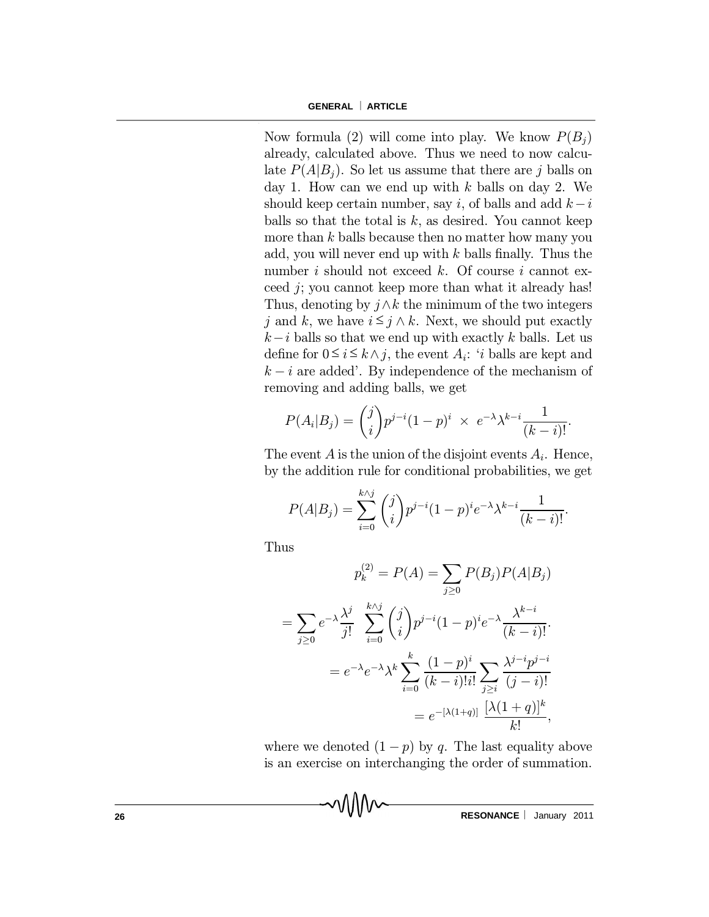Now formula (2) will come into play. We know $P(B_j)$ already, calculated above. Thus we need to now calculate $P(A|B_j)$. So let us assume that there are $j$ balls on day 1. How can we end up with $k$ balls on day 2. We should keep certain number, say $i$, of balls and add $k-i$ balls so that the total is $k$, as desired. You cannot keep more than $k$ balls because then no matter how many you add, you will never end up with $k$ balls finally. Thus the number $i$ should not exceed $k$. Of course $i$ cannot exceed $j$; you cannot keep more than what it already has! Thus, denoting by $j \wedge k$ the minimum of the two integers $j$ and $k$, we have $i \leq j \wedge k$. Next, we should put exactly $k-i$ balls so that we end up with exactly $k$ balls. Let us define for $0 \leq i \leq k \wedge j$, the event $A_i$: '$i$ balls are kept and $k-i$ are added'. By independence of the mechanism of removing and adding balls, we get

$$P(A_i|B_j) = \binom{j}{i} p^{j-i}(1-p)^i \ \times \ e^{-\lambda}\lambda^{k-i}\frac{1}{(k-i)!}.$$

The event $A$ is the union of the disjoint events $A_i$. Hence, by the addition rule for conditional probabilities, we get

$$P(A|B_j) = \sum_{i=0}^{k \wedge j} \binom{j}{i} p^{j-i}(1-p)^i e^{-\lambda}\lambda^{k-i}\frac{1}{(k-i)!}.$$

Thus

$$p_k^{(2)} = P(A) = \sum_{j \geq 0} P(B_j)P(A|B_j)$$

$$= \sum_{j \geq 0} e^{-\lambda}\frac{\lambda^j}{j!} \sum_{i=0}^{k \wedge j} \binom{j}{i} p^{j-i}(1-p)^i e^{-\lambda}\frac{\lambda^{k-i}}{(k-i)!}.$$

$$= e^{-\lambda}e^{-\lambda}\lambda^k \sum_{i=0}^{k} \frac{(1-p)^i}{(k-i)!i!} \sum_{j \geq i} \frac{\lambda^{j-i}p^{j-i}}{(j-i)!}$$

$$= e^{-[\lambda(1+q)]} \ \frac{[\lambda(1+q)]^k}{k!},$$

where we denoted $(1-p)$ by $q$. The last equality above is an exercise on interchanging the order of summation.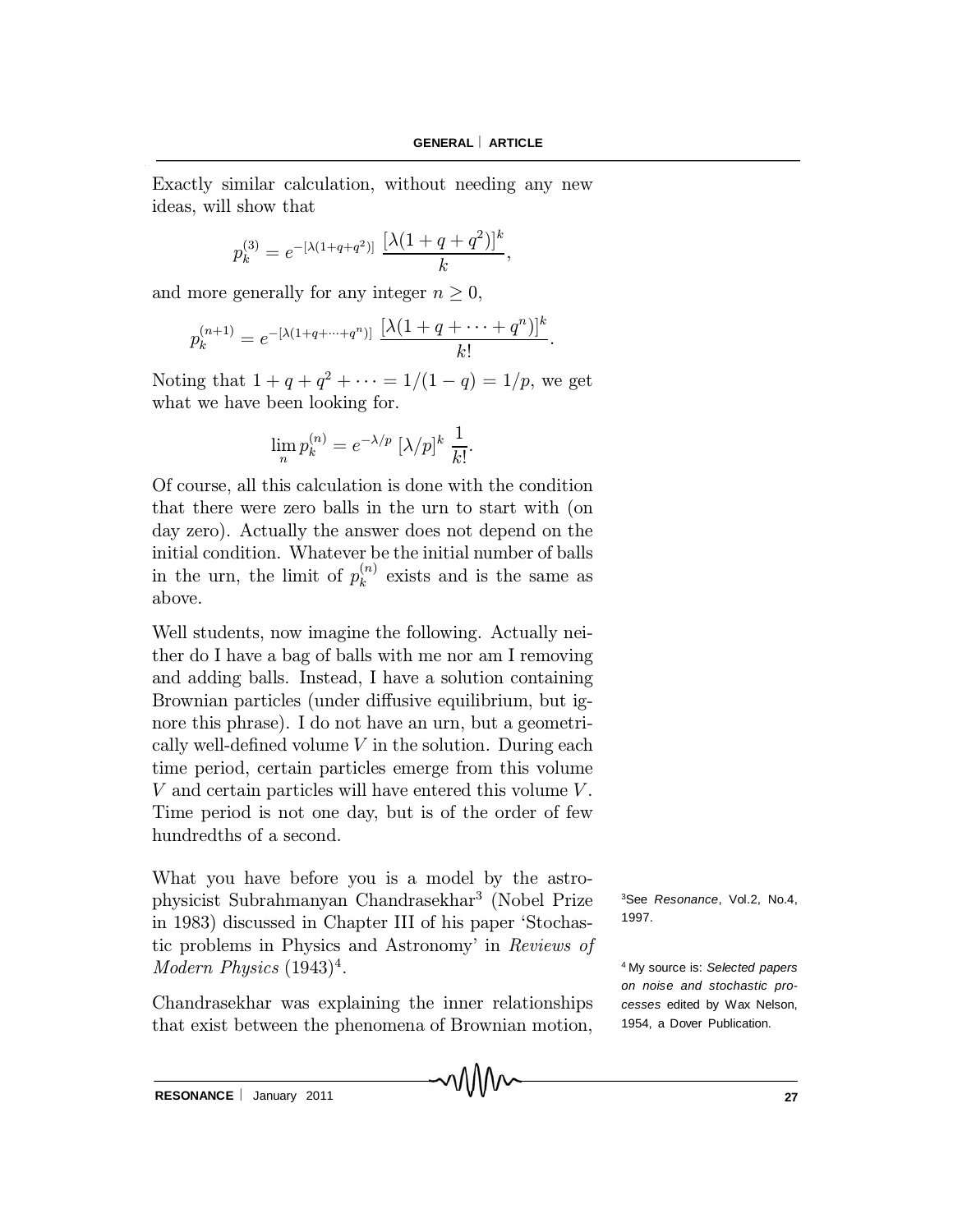Exactly similar calculation, without needing any new ideas, will show that

$$p_k^{(3)} = e^{-[\lambda(1+q+q^2)]} \; \frac{[\lambda(1+q+q^2)]^k}{k},$$

and more generally for any integer $n \geq 0$,

$$p_k^{(n+1)} = e^{-[\lambda(1+q+\cdots+q^n)]} \; \frac{[\lambda(1+q+\cdots+q^n)]^k}{k!}.$$

Noting that $1 + q + q^2 + \cdots = 1/(1-q) = 1/p$, we get what we have been looking for.

$$\lim_n p_k^{(n)} = e^{-\lambda/p} \; [\lambda/p]^k \; \frac{1}{k!}.$$

Of course, all this calculation is done with the condition that there were zero balls in the urn to start with (on day zero). Actually the answer does not depend on the initial condition. Whatever be the initial number of balls in the urn, the limit of $p_k^{(n)}$ exists and is the same as above.

Well students, now imagine the following. Actually neither do I have a bag of balls with me nor am I removing and adding balls. Instead, I have a solution containing Brownian particles (under diffusive equilibrium, but ignore this phrase). I do not have an urn, but a geometrically well-defined volume $V$ in the solution. During each time period, certain particles emerge from this volume $V$ and certain particles will have entered this volume $V$. Time period is not one day, but is of the order of few hundredths of a second.

What you have before you is a model by the astrophysicist Subrahmanyan Chandrasekhar[3] (Nobel Prize in 1983) discussed in Chapter III of his paper 'Stochastic problems in Physics and Astronomy' in *Reviews of Modern Physics* (1943)[4].

Chandrasekhar was explaining the inner relationships that exist between the phenomena of Brownian motion,

[3] See *Resonance*, Vol.2, No.4, 1997.

[4] My source is: *Selected papers on noise and stochastic processes* edited by Wax Nelson, 1954, a Dover Publication.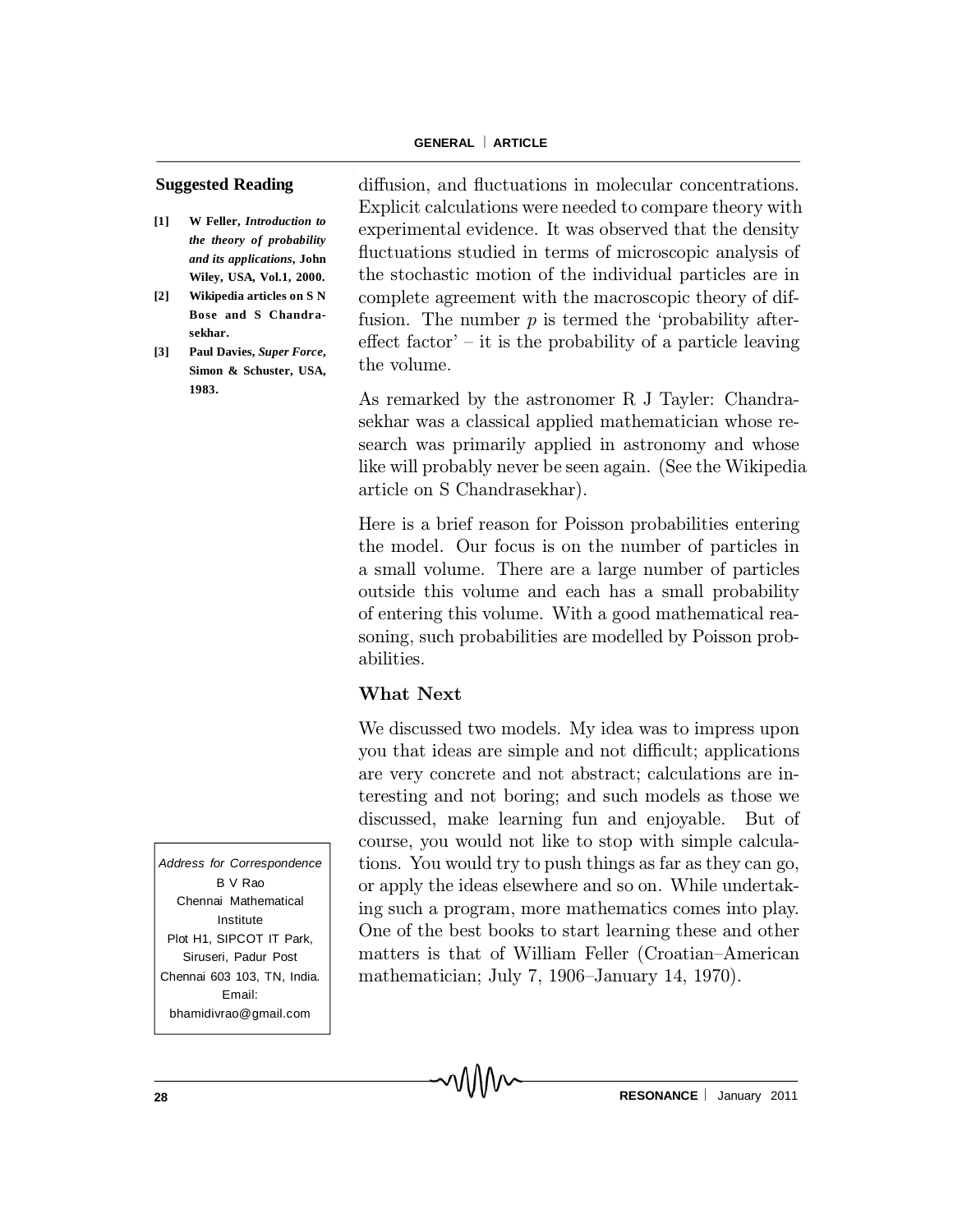diffusion, and fluctuations in molecular concentrations. Explicit calculations were needed to compare theory with experimental evidence. It was observed that the density fluctuations studied in terms of microscopic analysis of the stochastic motion of the individual particles are in complete agreement with the macroscopic theory of diffusion. The number $p$ is termed the 'probability aftereffect factor' – it is the probability of a particle leaving the volume.

As remarked by the astronomer R J Tayler: Chandrasekhar was a classical applied mathematician whose research was primarily applied in astronomy and whose like will probably never be seen again. (See the Wikipedia article on S Chandrasekhar).

Here is a brief reason for Poisson probabilities entering the model. Our focus is on the number of particles in a small volume. There are a large number of particles outside this volume and each has a small probability of entering this volume. With a good mathematical reasoning, such probabilities are modelled by Poisson probabilities.

### What Next

We discussed two models. My idea was to impress upon you that ideas are simple and not difficult; applications are very concrete and not abstract; calculations are interesting and not boring; and such models as those we discussed, make learning fun and enjoyable. But of course, you would not like to stop with simple calculations. You would try to push things as far as they can go, or apply the ideas elsewhere and so on. While undertaking such a program, more mathematics comes into play. One of the best books to start learning these and other matters is that of William Feller (Croatian–American mathematician; July 7, 1906–January 14, 1970).

### Suggested Reading

[1] W Feller, *Introduction to the theory of probability and its applications*, John Wiley, USA, Vol.1, 2000.

[2] Wikipedia articles on S N Bose and S Chandrasekhar.

[3] Paul Davies, *Super Force*, Simon & Schuster, USA, 1983.

*Address for Correspondence*
B V Rao
Chennai Mathematical Institute
Plot H1, SIPCOT IT Park, Siruseri, Padur Post
Chennai 603 103, TN, India.
Email: bhamidivrao@gmail.com